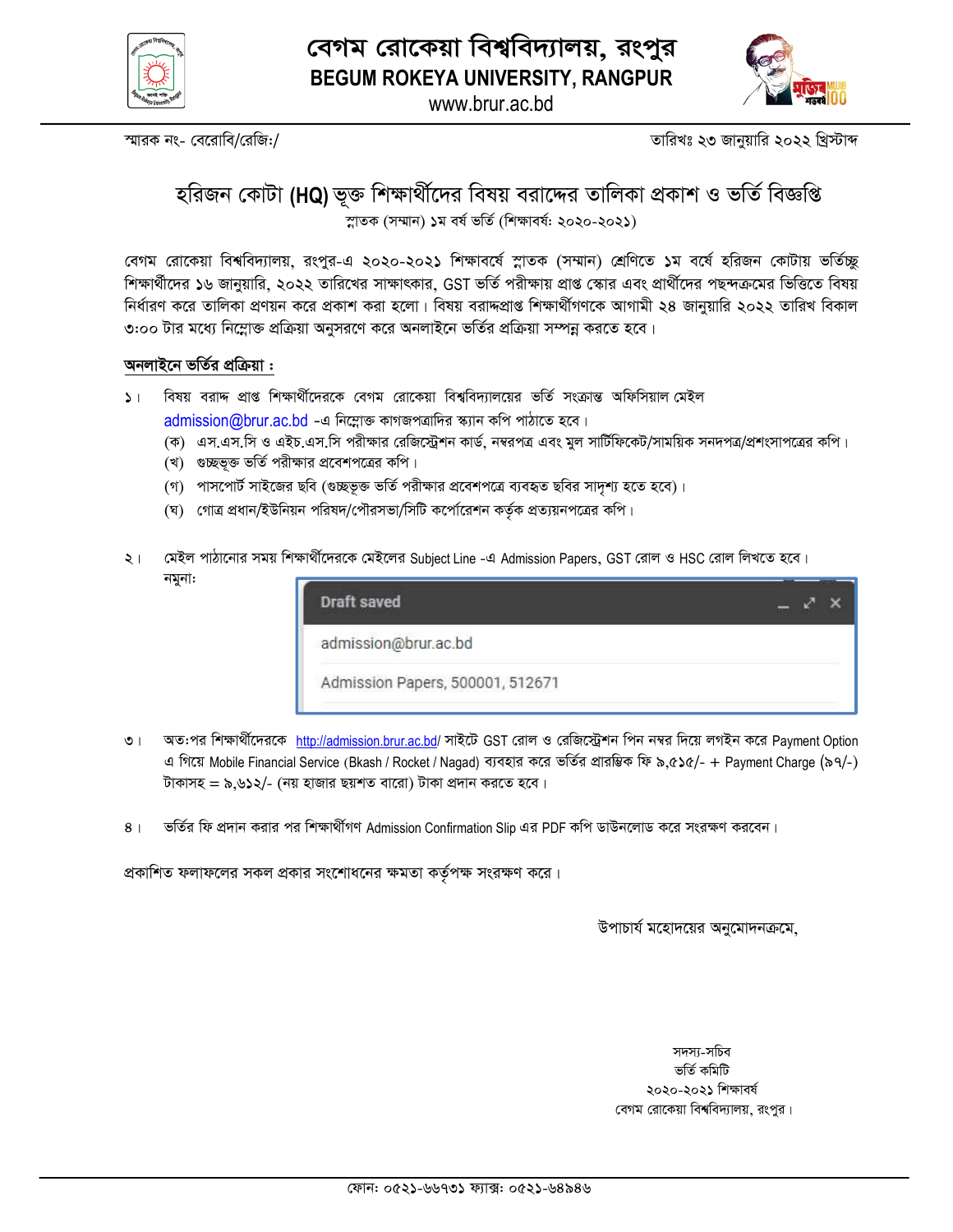# বেগম রোকেয়া বিশ্ববিদ্যালয়, রংপুর

**BEGUM ROKEYA UNIVERSITY, RANGPUR**

www.brur.ac.bd

স্মারক নং- বেরোবি/রেজি:/

তারিখঃ ২৩ জানুয়ারি ২০২২ খ্রিস্টাব্দ

## হরিজন কোটা (HQ) ভূক্ত শিক্ষার্থীদের বিষয় বরাদ্দের তালিকা প্রকাশ ও ভর্তি বিজ্ঞপ্তি

স্নাতক (সম্মান) ১ম বর্ষ ভর্তি (শিক্ষাবর্ষ: ২০২০-২০২১)

বেগম রোকেয়া বিশ্ববিদ্যালয়, রংপুর-এ ২০২০-২০২১ শিক্ষাবর্ষে স্নাতক (সম্মান) শ্রেণিতে ১ম বর্ষে হরিজন কোটায় ভর্তিচ্ছু শিক্ষার্থীদের ১৬ জানুয়ারি, ২০২২ তারিখের সাক্ষাৎকার, GST ভর্তি পরীক্ষায় প্রাপ্ত স্কোর এবং প্রার্থীদের পছন্দক্রমের ভিত্তিতে বিষয় নির্ধারণ করে তালিকা প্রণয়ন করে প্রকাশ করা হলো। বিষয় বরাদ্দপ্রাপ্ত শিক্ষার্থীগণকে আগামী ২৪ জানুয়ারি ২০২২ তারিখ বিকাল ৩:০০ টার মধ্যে নিম্নোক্ত প্রক্রিয়া অনুসরণে করে অনলাইনে ভর্তির প্রক্রিয়া সম্পন্ন করতে হবে।

**অনলাইনে ভর্তির প্রক্রিয়া :**

১। বিষয় বরাদ্দ প্রাপ্ত শিক্ষার্থীদেরকে বেগম রোকেয়া বিশ্ববিদ্যালয়ের ভর্তি সংক্রান্ত অফিসিয়াল মেইল admission@brur.ac.bd -এ নিম্নোক্ত কাগজপত্রাদির স্ক্যান কপি পাঠাতে হবে।
   - (ক) এস.এস.সি ও এইচ.এস.সি পরীক্ষার রেজিস্ট্রেশন কার্ড, নম্বরপত্র এবং মুল সার্টিফিকেট/সাময়িক সনদপত্র/প্রশংসাপত্রের কপি।
   - (খ) গুচ্ছভূক্ত ভর্তি পরীক্ষার প্রবেশপত্রের কপি।
   - (গ) পাসপোর্ট সাইজের ছবি (গুচ্ছভূক্ত ভর্তি পরীক্ষার প্রবেশপত্রে ব্যবহৃত ছবির সাদৃশ্য হতে হবে)।
   - (ঘ) গোত্র প্রধান/ইউনিয়ন পরিষদ/পৌরসভা/সিটি কর্পোরেশন কর্তৃক প্রত্যয়নপত্রের কপি।

২। মেইল পাঠানোর সময় শিক্ষার্থীদেরকে মেইলের Subject Line -এ Admission Papers, GST রোল ও HSC রোল লিখতে হবে।
নমুনা:

```
Draft saved
admission@brur.ac.bd
Admission Papers, 500001, 512671
```

৩। অত:পর শিক্ষার্থীদেরকে http://admission.brur.ac.bd/ সাইটে GST রোল ও রেজিস্ট্রেশন পিন নম্বর দিয়ে লগইন করে Payment Option এ গিয়ে Mobile Financial Service (Bkash / Rocket / Nagad) ব্যবহার করে ভর্তির প্রারম্ভিক ফি ৯,৫১৫/- + Payment Charge (৯৭/-) টাকাসহ = ৯,৬১২/- (নয় হাজার ছয়শত বারো) টাকা প্রদান করতে হবে।

৪। ভর্তির ফি প্রদান করার পর শিক্ষার্থীগণ Admission Confirmation Slip এর PDF কপি ডাউনলোড করে সংরক্ষণ করবেন।

প্রকাশিত ফলাফলের সকল প্রকার সংশোধনের ক্ষমতা কর্তৃপক্ষ সংরক্ষণ করে।

উপাচার্য মহোদয়ের অনুমোদনক্রমে,

সদস্য-সচিব
ভর্তি কমিটি
২০২০-২০২১ শিক্ষাবর্ষ
বেগম রোকেয়া বিশ্ববিদ্যালয়, রংপুর।

ফোন: ০৫২১-৬৬৭৩১ ফ্যাক্স: ০৫২১-৬৪৯৪৬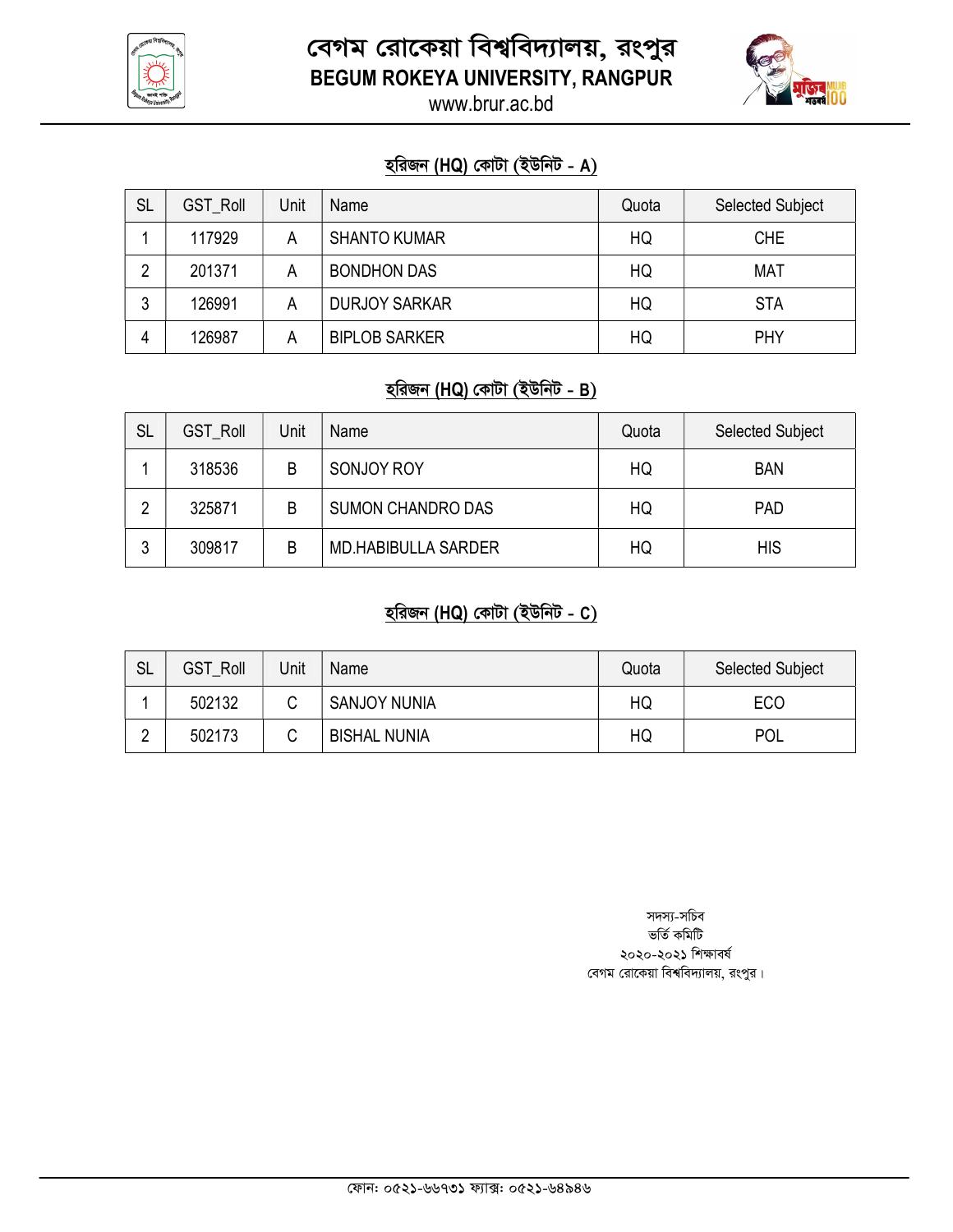# বেগম রোকেয়া বিশ্ববিদ্যালয়, রংপুর
## BEGUM ROKEYA UNIVERSITY, RANGPUR
www.brur.ac.bd

### হরিজন (HQ) কোটা (ইউনিট - A)

| SL | GST_Roll | Unit | Name | Quota | Selected Subject |
|---|---|---|---|---|---|
| 1 | 117929 | A | SHANTO KUMAR | HQ | CHE |
| 2 | 201371 | A | BONDHON DAS | HQ | MAT |
| 3 | 126991 | A | DURJOY SARKAR | HQ | STA |
| 4 | 126987 | A | BIPLOB SARKER | HQ | PHY |

### হরিজন (HQ) কোটা (ইউনিট - B)

| SL | GST_Roll | Unit | Name | Quota | Selected Subject |
|---|---|---|---|---|---|
| 1 | 318536 | B | SONJOY ROY | HQ | BAN |
| 2 | 325871 | B | SUMON CHANDRO DAS | HQ | PAD |
| 3 | 309817 | B | MD.HABIBULLA SARDER | HQ | HIS |

### হরিজন (HQ) কোটা (ইউনিট - C)

| SL | GST_Roll | Unit | Name | Quota | Selected Subject |
|---|---|---|---|---|---|
| 1 | 502132 | C | SANJOY NUNIA | HQ | ECO |
| 2 | 502173 | C | BISHAL NUNIA | HQ | POL |

সদস্য-সচিব
ভর্তি কমিটি
২০২০-২০২১ শিক্ষাবর্ষ
বেগম রোকেয়া বিশ্ববিদ্যালয়, রংপুর।

ফোন: ০৫২১-৬৬৭৩১ ফ্যাক্স: ০৫২১-৬৪৯৪৬